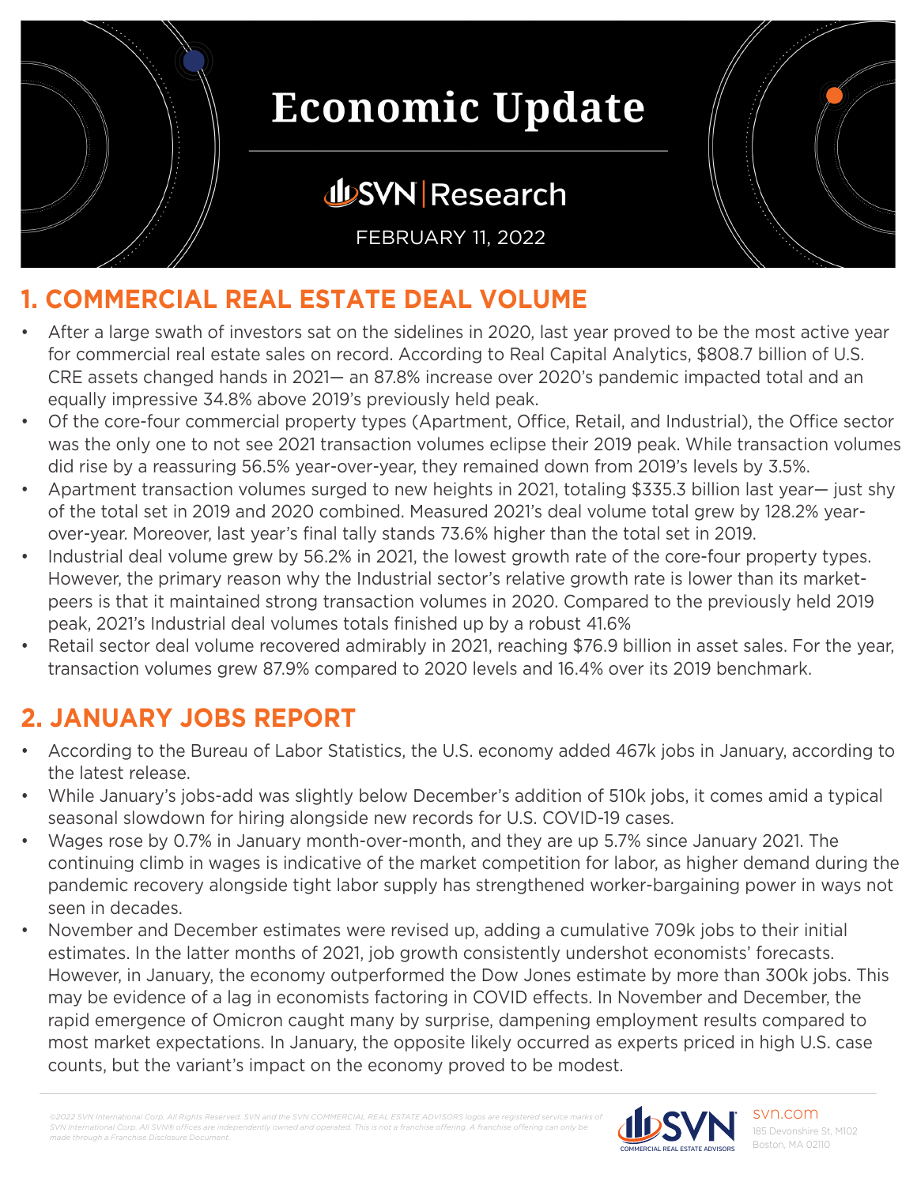# Economic Update

SVN | Research

FEBRUARY 11, 2022

## 1. COMMERCIAL REAL ESTATE DEAL VOLUME

- After a large swath of investors sat on the sidelines in 2020, last year proved to be the most active year for commercial real estate sales on record. According to Real Capital Analytics, $808.7 billion of U.S. CRE assets changed hands in 2021— an 87.8% increase over 2020's pandemic impacted total and an equally impressive 34.8% above 2019's previously held peak.
- Of the core-four commercial property types (Apartment, Office, Retail, and Industrial), the Office sector was the only one to not see 2021 transaction volumes eclipse their 2019 peak. While transaction volumes did rise by a reassuring 56.5% year-over-year, they remained down from 2019's levels by 3.5%.
- Apartment transaction volumes surged to new heights in 2021, totaling $335.3 billion last year— just shy of the total set in 2019 and 2020 combined. Measured 2021's deal volume total grew by 128.2% year-over-year. Moreover, last year's final tally stands 73.6% higher than the total set in 2019.
- Industrial deal volume grew by 56.2% in 2021, the lowest growth rate of the core-four property types. However, the primary reason why the Industrial sector's relative growth rate is lower than its market-peers is that it maintained strong transaction volumes in 2020. Compared to the previously held 2019 peak, 2021's Industrial deal volumes totals finished up by a robust 41.6%
- Retail sector deal volume recovered admirably in 2021, reaching $76.9 billion in asset sales. For the year, transaction volumes grew 87.9% compared to 2020 levels and 16.4% over its 2019 benchmark.

## 2. JANUARY JOBS REPORT

- According to the Bureau of Labor Statistics, the U.S. economy added 467k jobs in January, according to the latest release.
- While January's jobs-add was slightly below December's addition of 510k jobs, it comes amid a typical seasonal slowdown for hiring alongside new records for U.S. COVID-19 cases.
- Wages rose by 0.7% in January month-over-month, and they are up 5.7% since January 2021. The continuing climb in wages is indicative of the market competition for labor, as higher demand during the pandemic recovery alongside tight labor supply has strengthened worker-bargaining power in ways not seen in decades.
- November and December estimates were revised up, adding a cumulative 709k jobs to their initial estimates. In the latter months of 2021, job growth consistently undershot economists' forecasts. However, in January, the economy outperformed the Dow Jones estimate by more than 300k jobs. This may be evidence of a lag in economists factoring in COVID effects. In November and December, the rapid emergence of Omicron caught many by surprise, dampening employment results compared to most market expectations. In January, the opposite likely occurred as experts priced in high U.S. case counts, but the variant's impact on the economy proved to be modest.

*©2022 SVN International Corp. All Rights Reserved. SVN and the SVN COMMERCIAL REAL ESTATE ADVISORS logos are registered service marks of SVN International Corp. All SVN® offices are independently owned and operated. This is not a franchise offering. A franchise offering can only be made through a Franchise Disclosure Document.*

SVN COMMERCIAL REAL ESTATE ADVISORS

svn.com
185 Devonshire St, M102
Boston, MA 02110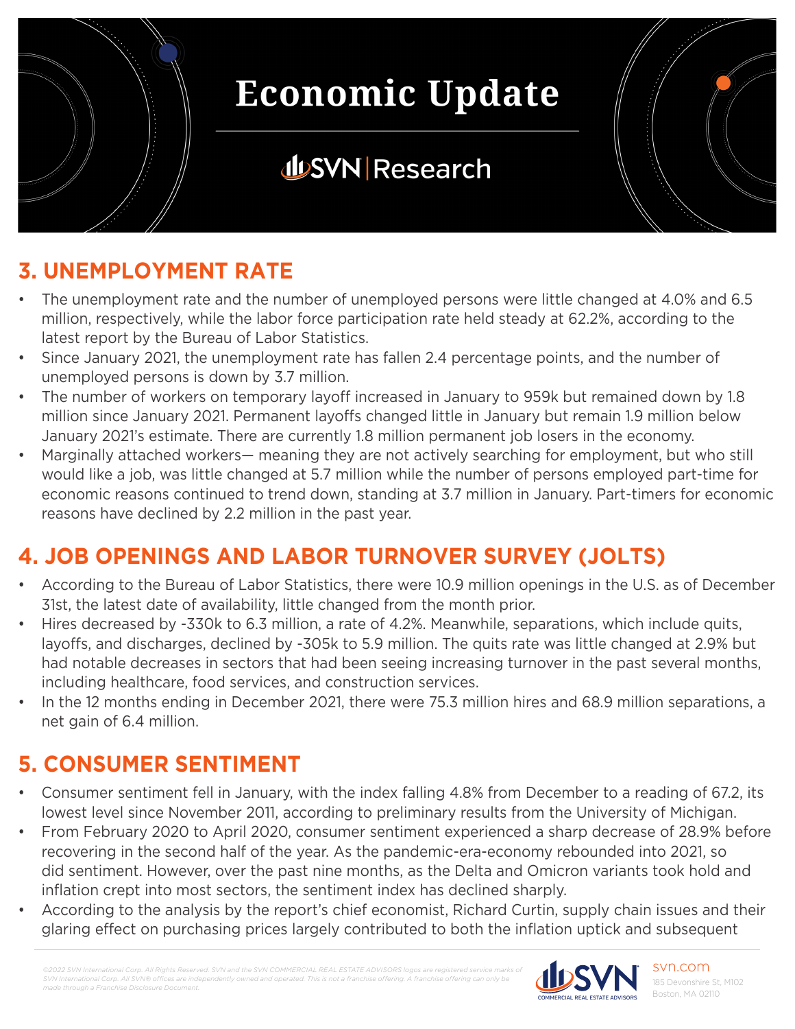## 3. UNEMPLOYMENT RATE

- The unemployment rate and the number of unemployed persons were little changed at 4.0% and 6.5 million, respectively, while the labor force participation rate held steady at 62.2%, according to the latest report by the Bureau of Labor Statistics.
- Since January 2021, the unemployment rate has fallen 2.4 percentage points, and the number of unemployed persons is down by 3.7 million.
- The number of workers on temporary layoff increased in January to 959k but remained down by 1.8 million since January 2021. Permanent layoffs changed little in January but remain 1.9 million below January 2021's estimate. There are currently 1.8 million permanent job losers in the economy.
- Marginally attached workers— meaning they are not actively searching for employment, but who still would like a job, was little changed at 5.7 million while the number of persons employed part-time for economic reasons continued to trend down, standing at 3.7 million in January. Part-timers for economic reasons have declined by 2.2 million in the past year.

## 4. JOB OPENINGS AND LABOR TURNOVER SURVEY (JOLTS)

- According to the Bureau of Labor Statistics, there were 10.9 million openings in the U.S. as of December 31st, the latest date of availability, little changed from the month prior.
- Hires decreased by -330k to 6.3 million, a rate of 4.2%. Meanwhile, separations, which include quits, layoffs, and discharges, declined by -305k to 5.9 million. The quits rate was little changed at 2.9% but had notable decreases in sectors that had been seeing increasing turnover in the past several months, including healthcare, food services, and construction services.
- In the 12 months ending in December 2021, there were 75.3 million hires and 68.9 million separations, a net gain of 6.4 million.

## 5. CONSUMER SENTIMENT

- Consumer sentiment fell in January, with the index falling 4.8% from December to a reading of 67.2, its lowest level since November 2011, according to preliminary results from the University of Michigan.
- From February 2020 to April 2020, consumer sentiment experienced a sharp decrease of 28.9% before recovering in the second half of the year. As the pandemic-era-economy rebounded into 2021, so did sentiment. However, over the past nine months, as the Delta and Omicron variants took hold and inflation crept into most sectors, the sentiment index has declined sharply.
- According to the analysis by the report's chief economist, Richard Curtin, supply chain issues and their glaring effect on purchasing prices largely contributed to both the inflation uptick and subsequent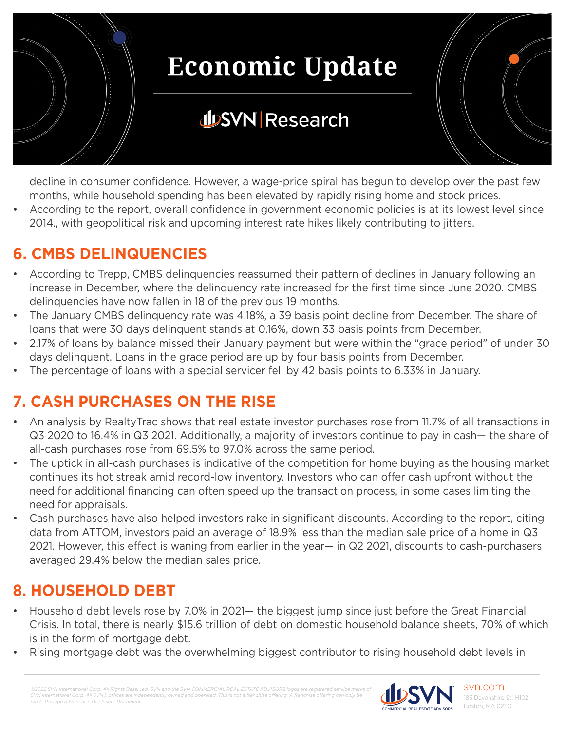decline in consumer confidence. However, a wage-price spiral has begun to develop over the past few months, while household spending has been elevated by rapidly rising home and stock prices.

- According to the report, overall confidence in government economic policies is at its lowest level since 2014., with geopolitical risk and upcoming interest rate hikes likely contributing to jitters.

## 6. CMBS DELINQUENCIES

- According to Trepp, CMBS delinquencies reassumed their pattern of declines in January following an increase in December, where the delinquency rate increased for the first time since June 2020. CMBS delinquencies have now fallen in 18 of the previous 19 months.
- The January CMBS delinquency rate was 4.18%, a 39 basis point decline from December. The share of loans that were 30 days delinquent stands at 0.16%, down 33 basis points from December.
- 2.17% of loans by balance missed their January payment but were within the "grace period" of under 30 days delinquent. Loans in the grace period are up by four basis points from December.
- The percentage of loans with a special servicer fell by 42 basis points to 6.33% in January.

## 7. CASH PURCHASES ON THE RISE

- An analysis by RealtyTrac shows that real estate investor purchases rose from 11.7% of all transactions in Q3 2020 to 16.4% in Q3 2021. Additionally, a majority of investors continue to pay in cash— the share of all-cash purchases rose from 69.5% to 97.0% across the same period.
- The uptick in all-cash purchases is indicative of the competition for home buying as the housing market continues its hot streak amid record-low inventory. Investors who can offer cash upfront without the need for additional financing can often speed up the transaction process, in some cases limiting the need for appraisals.
- Cash purchases have also helped investors rake in significant discounts. According to the report, citing data from ATTOM, investors paid an average of 18.9% less than the median sale price of a home in Q3 2021. However, this effect is waning from earlier in the year— in Q2 2021, discounts to cash-purchasers averaged 29.4% below the median sales price.

## 8. HOUSEHOLD DEBT

- Household debt levels rose by 7.0% in 2021— the biggest jump since just before the Great Financial Crisis. In total, there is nearly $15.6 trillion of debt on domestic household balance sheets, 70% of which is in the form of mortgage debt.
- Rising mortgage debt was the overwhelming biggest contributor to rising household debt levels in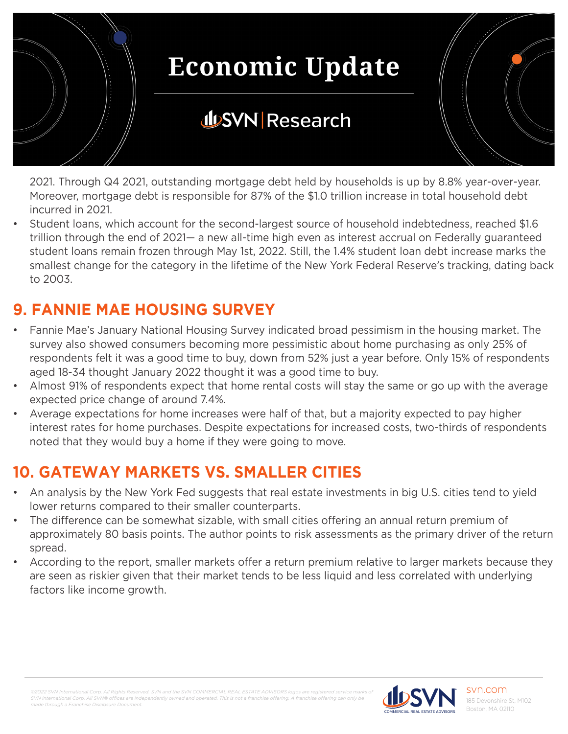2021. Through Q4 2021, outstanding mortgage debt held by households is up by 8.8% year-over-year. Moreover, mortgage debt is responsible for 87% of the $1.0 trillion increase in total household debt incurred in 2021.

- Student loans, which account for the second-largest source of household indebtedness, reached $1.6 trillion through the end of 2021— a new all-time high even as interest accrual on Federally guaranteed student loans remain frozen through May 1st, 2022. Still, the 1.4% student loan debt increase marks the smallest change for the category in the lifetime of the New York Federal Reserve's tracking, dating back to 2003.

## 9. FANNIE MAE HOUSING SURVEY

- Fannie Mae's January National Housing Survey indicated broad pessimism in the housing market. The survey also showed consumers becoming more pessimistic about home purchasing as only 25% of respondents felt it was a good time to buy, down from 52% just a year before. Only 15% of respondents aged 18-34 thought January 2022 thought it was a good time to buy.
- Almost 91% of respondents expect that home rental costs will stay the same or go up with the average expected price change of around 7.4%.
- Average expectations for home increases were half of that, but a majority expected to pay higher interest rates for home purchases. Despite expectations for increased costs, two-thirds of respondents noted that they would buy a home if they were going to move.

## 10. GATEWAY MARKETS VS. SMALLER CITIES

- An analysis by the New York Fed suggests that real estate investments in big U.S. cities tend to yield lower returns compared to their smaller counterparts.
- The difference can be somewhat sizable, with small cities offering an annual return premium of approximately 80 basis points. The author points to risk assessments as the primary driver of the return spread.
- According to the report, smaller markets offer a return premium relative to larger markets because they are seen as riskier given that their market tends to be less liquid and less correlated with underlying factors like income growth.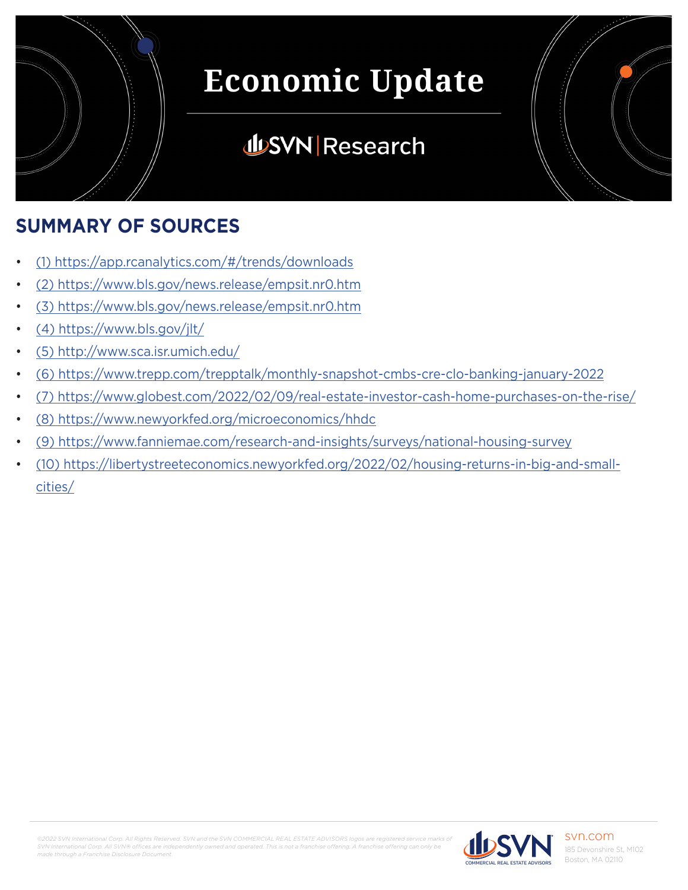# Economic Update

SVN | Research

## SUMMARY OF SOURCES

- (1) https://app.rcanalytics.com/#/trends/downloads
- (2) https://www.bls.gov/news.release/empsit.nr0.htm
- (3) https://www.bls.gov/news.release/empsit.nr0.htm
- (4) https://www.bls.gov/jlt/
- (5) http://www.sca.isr.umich.edu/
- (6) https://www.trepp.com/trepptalk/monthly-snapshot-cmbs-cre-clo-banking-january-2022
- (7) https://www.globest.com/2022/02/09/real-estate-investor-cash-home-purchases-on-the-rise/
- (8) https://www.newyorkfed.org/microeconomics/hhdc
- (9) https://www.fanniemae.com/research-and-insights/surveys/national-housing-survey
- (10) https://libertystreeteconomics.newyorkfed.org/2022/02/housing-returns-in-big-and-small-cities/

*©2022 SVN International Corp. All Rights Reserved. SVN and the SVN COMMERCIAL REAL ESTATE ADVISORS logos are registered service marks of SVN International Corp. All SVN® offices are independently owned and operated. This is not a franchise offering. A franchise offering can only be made through a Franchise Disclosure Document.*

SVN COMMERCIAL REAL ESTATE ADVISORS

svn.com
185 Devonshire St, M102
Boston, MA 02110